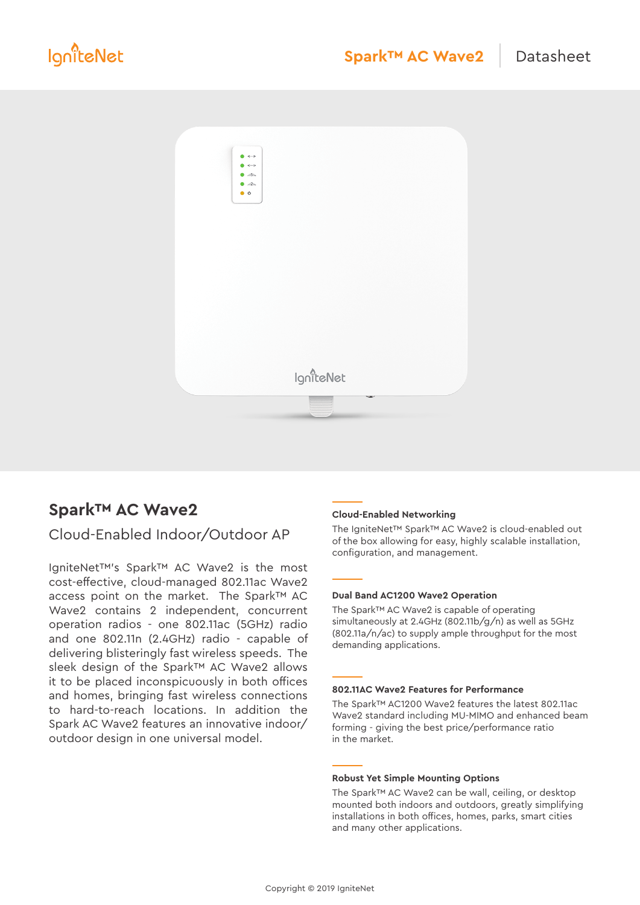IgniteNet

Spark™ AC Wave2 | Datasheet

# Spark™ AC Wave2

## Cloud-Enabled Indoor/Outdoor AP

IgniteNet™'s Spark™ AC Wave2 is the most cost-effective, cloud-managed 802.11ac Wave2 access point on the market. The Spark™ AC Wave2 contains 2 independent, concurrent operation radios - one 802.11ac (5GHz) radio and one 802.11n (2.4GHz) radio - capable of delivering blisteringly fast wireless speeds. The sleek design of the Spark™ AC Wave2 allows it to be placed inconspicuously in both offices and homes, bringing fast wireless connections to hard-to-reach locations. In addition the Spark AC Wave2 features an innovative indoor/ outdoor design in one universal model.

### Cloud-Enabled Networking

The IgniteNet™ Spark™ AC Wave2 is cloud-enabled out of the box allowing for easy, highly scalable installation, configuration, and management.

### Dual Band AC1200 Wave2 Operation

The Spark™ AC Wave2 is capable of operating simultaneously at 2.4GHz (802.11b/g/n) as well as 5GHz (802.11a/n/ac) to supply ample throughput for the most demanding applications.

### 802.11AC Wave2 Features for Performance

The Spark™ AC1200 Wave2 features the latest 802.11ac Wave2 standard including MU-MIMO and enhanced beam forming - giving the best price/performance ratio in the market.

### Robust Yet Simple Mounting Options

The Spark™ AC Wave2 can be wall, ceiling, or desktop mounted both indoors and outdoors, greatly simplifying installations in both offices, homes, parks, smart cities and many other applications.

Copyright © 2019 IgniteNet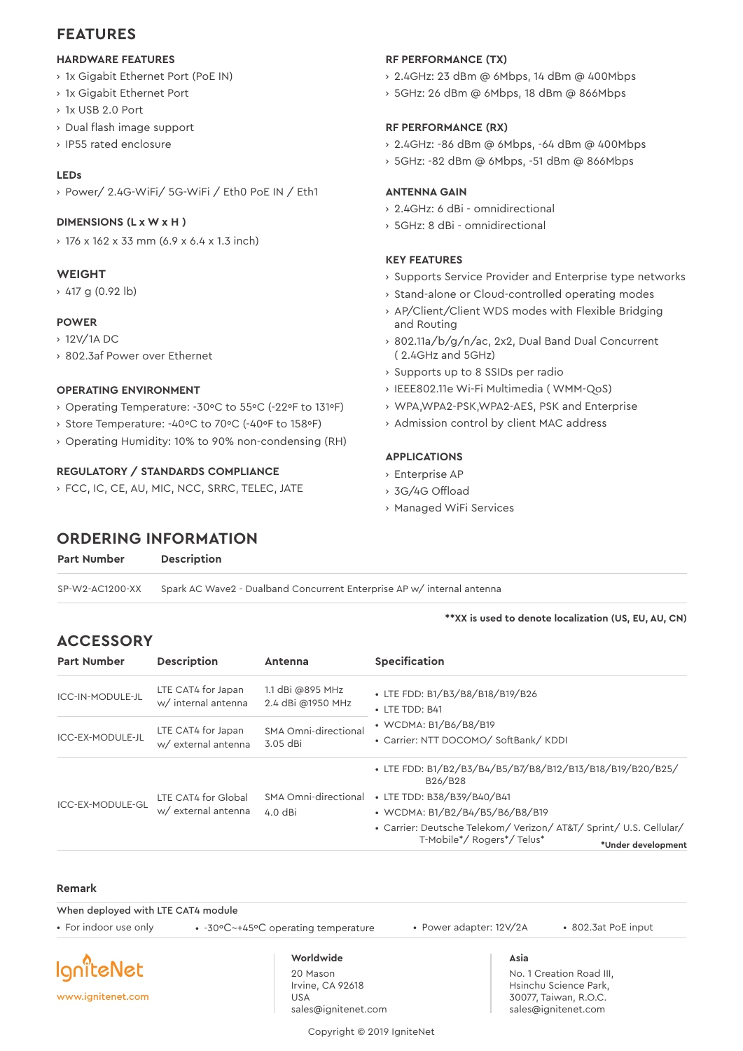# FEATURES

### HARDWARE FEATURES

- 1x Gigabit Ethernet Port (PoE IN)
- 1x Gigabit Ethernet Port
- 1x USB 2.0 Port
- Dual flash image support
- IP55 rated enclosure

### LEDs

- Power/ 2.4G-WiFi/ 5G-WiFi / Eth0 PoE IN / Eth1

### DIMENSIONS (L x W x H )

- 176 x 162 x 33 mm (6.9 x 6.4 x 1.3 inch)

### WEIGHT

- 417 g (0.92 lb)

### POWER

- 12V/1A DC
- 802.3af Power over Ethernet

### OPERATING ENVIRONMENT

- Operating Temperature: -30°C to 55°C (-22°F to 131°F)
- Store Temperature: -40°C to 70°C (-40°F to 158°F)
- Operating Humidity: 10% to 90% non-condensing (RH)

### REGULATORY / STANDARDS COMPLIANCE

- FCC, IC, CE, AU, MIC, NCC, SRRC, TELEC, JATE

### RF PERFORMANCE (TX)

- 2.4GHz: 23 dBm @ 6Mbps, 14 dBm @ 400Mbps
- 5GHz: 26 dBm @ 6Mbps, 18 dBm @ 866Mbps

### RF PERFORMANCE (RX)

- 2.4GHz: -86 dBm @ 6Mbps, -64 dBm @ 400Mbps
- 5GHz: -82 dBm @ 6Mbps, -51 dBm @ 866Mbps

### ANTENNA GAIN

- 2.4GHz: 6 dBi - omnidirectional
- 5GHz: 8 dBi - omnidirectional

### KEY FEATURES

- Supports Service Provider and Enterprise type networks
- Stand-alone or Cloud-controlled operating modes
- AP/Client/Client WDS modes with Flexible Bridging and Routing
- 802.11a/b/g/n/ac, 2x2, Dual Band Dual Concurrent ( 2.4GHz and 5GHz)
- Supports up to 8 SSIDs per radio
- IEEE802.11e Wi-Fi Multimedia ( WMM-QoS)
- WPA,WPA2-PSK,WPA2-AES, PSK and Enterprise
- Admission control by client MAC address

### APPLICATIONS

- Enterprise AP
- 3G/4G Offload
- Managed WiFi Services

## ORDERING INFORMATION

| Part Number | Description |
|---|---|
| SP-W2-AC1200-XX | Spark AC Wave2 - Dualband Concurrent Enterprise AP w/ internal antenna |

**\*\*XX is used to denote localization (US, EU, AU, CN)**

## ACCESSORY

| Part Number | Description | Antenna | Specification |
|---|---|---|---|
| ICC-IN-MODULE-JL | LTE CAT4 for Japan w/ internal antenna | 1.1 dBi @895 MHz<br>2.4 dBi @1950 MHz | • LTE FDD: B1/B3/B8/B18/B19/B26<br>• LTE TDD: B41<br>• WCDMA: B1/B6/B8/B19<br>• Carrier: NTT DOCOMO/ SoftBank/ KDDI |
| ICC-EX-MODULE-JL | LTE CAT4 for Japan w/ external antenna | SMA Omni-directional 3.05 dBi | |
| ICC-EX-MODULE-GL | LTE CAT4 for Global w/ external antenna | SMA Omni-directional 4.0 dBi | • LTE FDD: B1/B2/B3/B4/B5/B7/B8/B12/B13/B18/B19/B20/B25/B26/B28<br>• LTE TDD: B38/B39/B40/B41<br>• WCDMA: B1/B2/B4/B5/B6/B8/B19<br>• Carrier: Deutsche Telekom/ Verizon/ AT&T/ Sprint/ U.S. Cellular/ T-Mobile*/ Rogers*/ Telus* |

**\*Under development**

### Remark

**When deployed with LTE CAT4 module**

- For indoor use only
- -30°C~+45°C operating temperature
- Power adapter: 12V/2A
- 802.3at PoE input

IgniteNet

www.ignitenet.com

**Worldwide**
20 Mason
Irvine, CA 92618
USA
sales@ignitenet.com

**Asia**
No. 1 Creation Road III,
Hsinchu Science Park,
30077, Taiwan, R.O.C.
sales@ignitenet.com

Copyright © 2019 IgniteNet